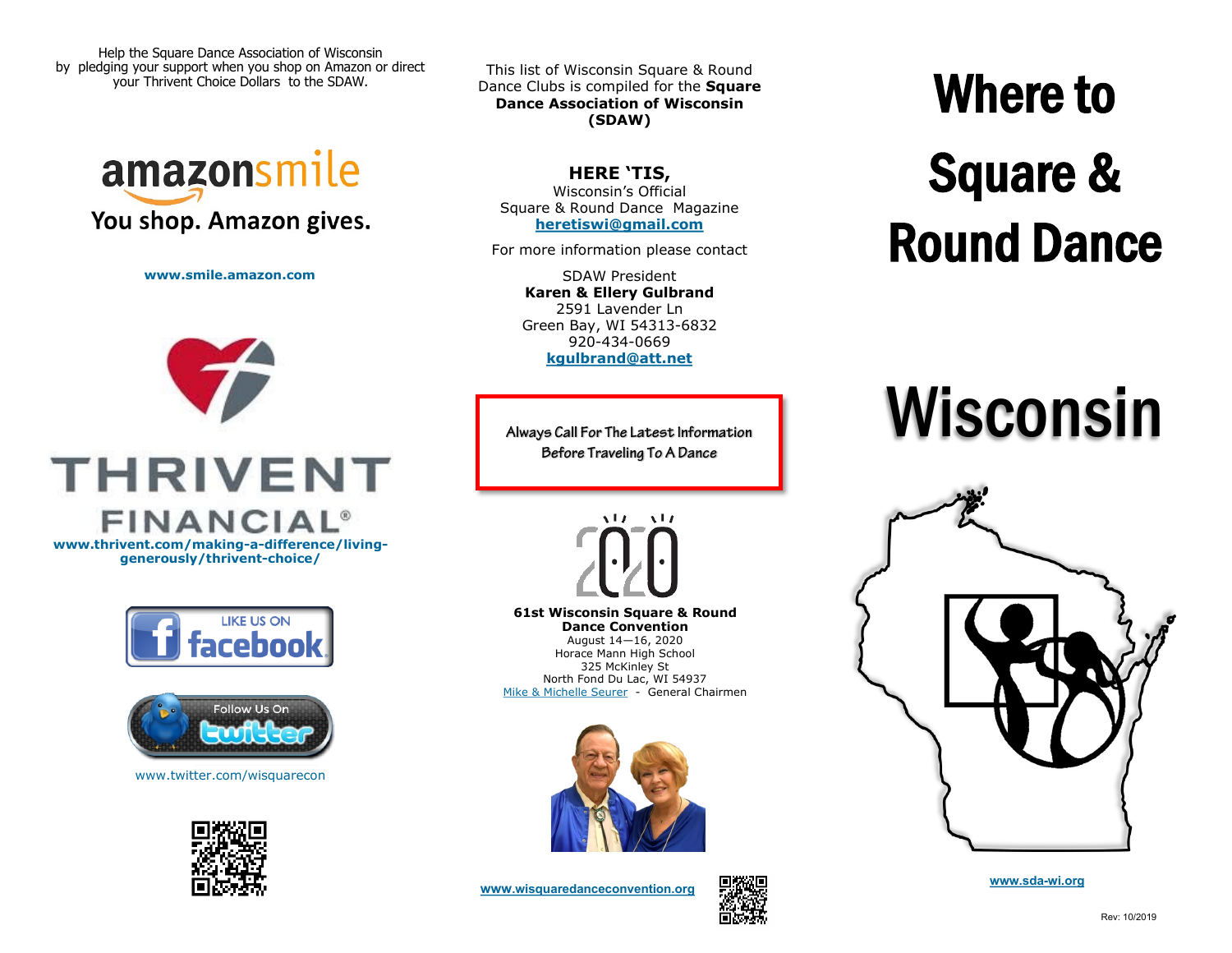Help the Square Dance Association of Wisconsin by pledging your support when you shop on Amazon or direct your Thrivent Choice Dollars to the SDAW.

amazonsmile

You shop. Amazon gives.

**www.smile.amazon.com**

THRIVENT FINANCIAL®

**www.thrivent.com/making-a-difference/living-generously/thrivent-choice/**

LIKE US ON facebook

Follow Us On twitter

www.twitter.com/wisquarecon

This list of Wisconsin Square & Round Dance Clubs is compiled for the **Square Dance Association of Wisconsin (SDAW)**

**HERE 'TIS,**
Wisconsin's Official
Square & Round Dance Magazine
**heretiswi@gmail.com**

For more information please contact

SDAW President
**Karen & Ellery Gulbrand**
2591 Lavender Ln
Green Bay, WI 54313-6832
920-434-0669
**kgulbrand@att.net**

*Always Call For The Latest Information Before Traveling To A Dance*

2020

**61st Wisconsin Square & Round Dance Convention**
August 14—16, 2020
Horace Mann High School
325 McKinley St
North Fond Du Lac, WI 54937
Mike & Michelle Seurer - General Chairmen

**www.wisquaredanceconvention.org**

# Where to Square & Round Dance

# Wisconsin

**www.sda-wi.org**

Rev: 10/2019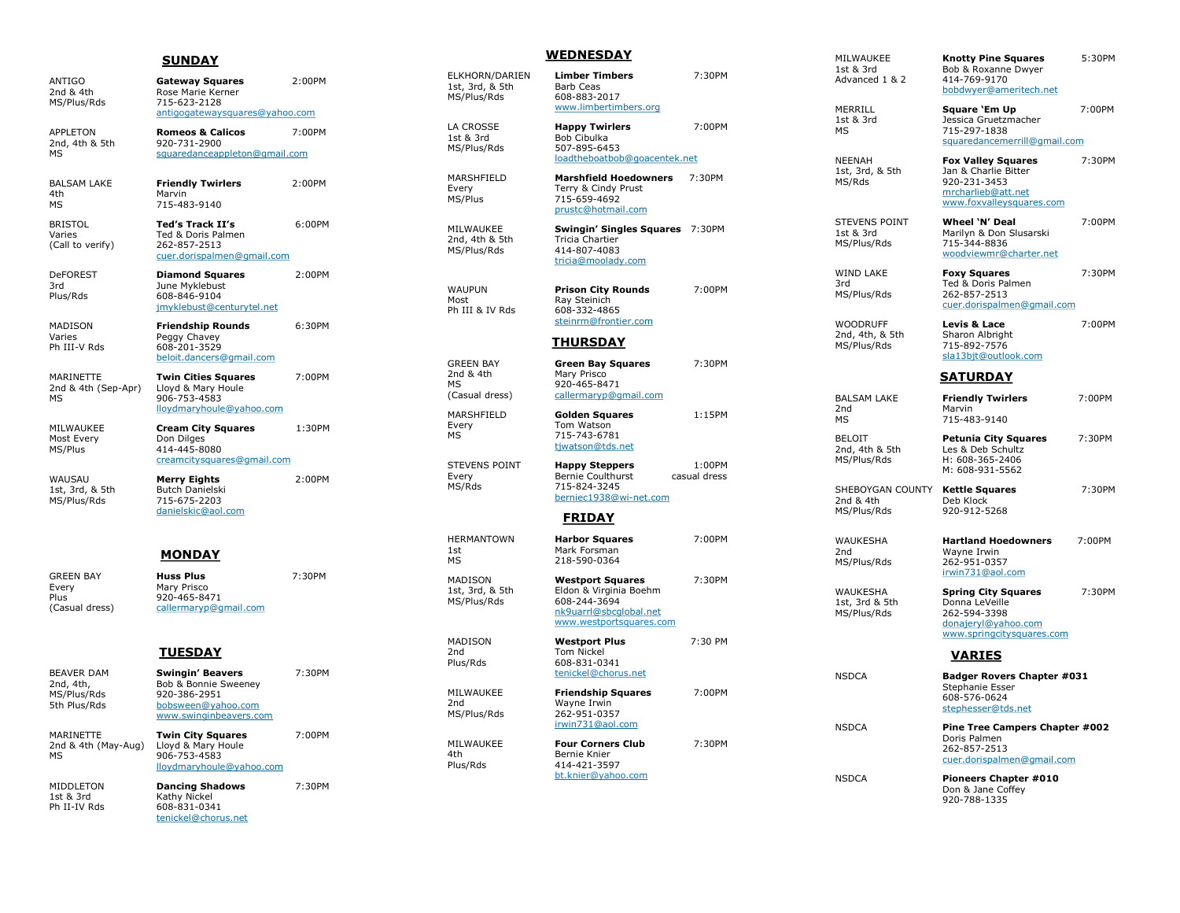## SUNDAY

| | | |
|---|---|---|
| ANTIGO<br>2nd & 4th<br>MS/Plus/Rds | **Gateway Squares**<br>Rose Marie Kerner<br>715-623-2128<br>antigogatewaysquares@yahoo.com | 2:00PM |
| APPLETON<br>2nd, 4th & 5th<br>MS | **Romeos & Calicos**<br>920-731-2900<br>squaredanceappleton@gmail.com | 7:00PM |
| BALSAM LAKE<br>4th<br>MS | **Friendly Twirlers**<br>Marvin<br>715-483-9140 | 2:00PM |
| BRISTOL<br>Varies<br>(Call to verify) | **Ted's Track II's**<br>Ted & Doris Palmen<br>262-857-2513<br>cuer.dorispalmen@gmail.com | 6:00PM |
| DeFOREST<br>3rd<br>Plus/Rds | **Diamond Squares**<br>June Myklebust<br>608-846-9104<br>jmyklebust@centurytel.net | 2:00PM |
| MADISON<br>Varies<br>Ph III-V Rds | **Friendship Rounds**<br>Peggy Chavey<br>608-201-3529<br>beloit.dancers@gmail.com | 6:30PM |
| MARINETTE<br>2nd & 4th (Sep-Apr)<br>MS | **Twin Cities Squares**<br>Lloyd & Mary Houle<br>906-753-4583<br>lloydmaryhoule@yahoo.com | 7:00PM |
| MILWAUKEE<br>Most Every<br>MS/Plus | **Cream City Squares**<br>Don Dilges<br>414-445-8080<br>creamcitysquares@gmail.com | 1:30PM |
| WAUSAU<br>1st, 3rd, & 5th<br>MS/Plus/Rds | **Merry Eights**<br>Butch Danielski<br>715-675-2203<br>danielskic@aol.com | 2:00PM |

## MONDAY

| | | |
|---|---|---|
| GREEN BAY<br>Every<br>Plus<br>(Casual dress) | **Huss Plus**<br>Mary Prisco<br>920-465-8471<br>callermaryp@gmail.com | 7:30PM |

## TUESDAY

| | | |
|---|---|---|
| BEAVER DAM<br>2nd, 4th,<br>MS/Plus/Rds<br>5th Plus/Rds | **Swingin' Beavers**<br>Bob & Bonnie Sweeney<br>920-386-2951<br>bobsween@yahoo.com<br>www.swinginbeavers.com | 7:30PM |
| MARINETTE<br>2nd & 4th (May-Aug)<br>MS | **Twin City Squares**<br>Lloyd & Mary Houle<br>906-753-4583<br>lloydmaryhoule@yahoo.com | 7:00PM |
| MIDDLETON<br>1st & 3rd<br>Ph II-IV Rds | **Dancing Shadows**<br>Kathy Nickel<br>608-831-0341<br>tenickel@chorus.net | 7:30PM |

## WEDNESDAY

| | | |
|---|---|---|
| ELKHORN/DARIEN<br>1st, 3rd, & 5th<br>MS/Plus/Rds | **Limber Timbers**<br>Barb Ceas<br>608-883-2017<br>www.limbertimbers.org | 7:30PM |
| LA CROSSE<br>1st & 3rd<br>MS/Plus/Rds | **Happy Twirlers**<br>Bob Cibulka<br>507-895-6453<br>loadtheboatbob@goacentek.net | 7:00PM |
| MARSHFIELD<br>Every<br>MS/Plus | **Marshfield Hoedowners**<br>Terry & Cindy Prust<br>715-659-4692<br>prustc@hotmail.com | 7:30PM |
| MILWAUKEE<br>2nd, 4th & 5th<br>MS/Plus/Rds | **Swingin' Singles Squares**<br>Tricia Chartier<br>414-807-4083<br>tricia@moolady.com | 7:30PM |
| WAUPUN<br>Most<br>Ph III & IV Rds | **Prison City Rounds**<br>Ray Steinich<br>608-332-4865<br>steinrm@frontier.com | 7:00PM |

## THURSDAY

| | | |
|---|---|---|
| GREEN BAY<br>2nd & 4th<br>MS<br>(Casual dress) | **Green Bay Squares**<br>Mary Prisco<br>920-465-8471<br>callermaryp@gmail.com | 7:30PM |
| MARSHFIELD<br>Every<br>MS | **Golden Squares**<br>Tom Watson<br>715-743-6781<br>tjwatson@tds.net | 1:15PM |
| STEVENS POINT<br>Every<br>MS/Rds | **Happy Steppers**<br>Bernie Coulthurst<br>715-824-3245<br>berniec1938@wi-net.com | 1:00PM<br>casual dress |

## FRIDAY

| | | |
|---|---|---|
| HERMANTOWN<br>1st<br>MS | **Harbor Squares**<br>Mark Forsman<br>218-590-0364 | 7:00PM |
| MADISON<br>1st, 3rd, & 5th<br>MS/Plus/Rds | **Westport Squares**<br>Eldon & Virginia Boehm<br>608-244-3694<br>nk9uarrl@sbcglobal.net<br>www.westportsquares.com | 7:30PM |
| MADISON<br>2nd<br>Plus/Rds | **Westport Plus**<br>Tom Nickel<br>608-831-0341<br>tenickel@chorus.net | 7:30 PM |
| MILWAUKEE<br>2nd<br>MS/Plus/Rds | **Friendship Squares**<br>Wayne Irwin<br>262-951-0357<br>irwin731@aol.com | 7:00PM |
| MILWAUKEE<br>4th<br>Plus/Rds | **Four Corners Club**<br>Bernie Knier<br>414-421-3597<br>bt.knier@yahoo.com | 7:30PM |
| MILWAUKEE<br>1st & 3rd<br>Advanced 1 & 2 | **Knotty Pine Squares**<br>Bob & Roxanne Dwyer<br>414-769-9170<br>bobdwyer@ameritech.net | 5:30PM |
| MERRILL<br>1st & 3rd<br>MS | **Square 'Em Up**<br>Jessica Gruetzmacher<br>715-297-1838<br>squaredancemerrill@gmail.com | 7:00PM |
| NEENAH<br>1st, 3rd, & 5th<br>MS/Rds | **Fox Valley Squares**<br>Jan & Charlie Bitter<br>920-231-3453<br>mrcharlieb@att.net<br>www.foxvalleysquares.com | 7:30PM |
| STEVENS POINT<br>1st & 3rd<br>MS/Plus/Rds | **Wheel 'N' Deal**<br>Marilyn & Don Slusarski<br>715-344-8836<br>woodviewmr@charter.net | 7:00PM |
| WIND LAKE<br>3rd<br>MS/Plus/Rds | **Foxy Squares**<br>Ted & Doris Palmen<br>262-857-2513<br>cuer.dorispalmen@gmail.com | 7:30PM |
| WOODRUFF<br>2nd, 4th, & 5th<br>MS/Plus/Rds | **Levis & Lace**<br>Sharon Albright<br>715-892-7576<br>sla13bjt@outlook.com | 7:00PM |

## SATURDAY

| | | |
|---|---|---|
| BALSAM LAKE<br>2nd<br>MS | **Friendly Twirlers**<br>Marvin<br>715-483-9140 | 7:00PM |
| BELOIT<br>2nd, 4th & 5th<br>MS/Plus/Rds | **Petunia City Squares**<br>Les & Deb Schultz<br>H: 608-365-2406<br>M: 608-931-5562 | 7:30PM |
| SHEBOYGAN COUNTY<br>2nd & 4th<br>MS/Plus/Rds | **Kettle Squares**<br>Deb Klock<br>920-912-5268 | 7:30PM |
| WAUKESHA<br>2nd<br>MS/Plus/Rds | **Hartland Hoedowners**<br>Wayne Irwin<br>262-951-0357<br>irwin731@aol.com | 7:00PM |
| WAUKESHA<br>1st, 3rd & 5th<br>MS/Plus/Rds | **Spring City Squares**<br>Donna LeVeille<br>262-594-3398<br>donajeryl@yahoo.com<br>www.springcitysquares.com | 7:30PM |

## VARIES

| | |
|---|---|
| NSDCA | **Badger Rovers Chapter #031**<br>Stephanie Esser<br>608-576-0624<br>stephesser@tds.net |
| NSDCA | **Pine Tree Campers Chapter #002**<br>Doris Palmen<br>262-857-2513<br>cuer.dorispalmen@gmail.com |
| NSDCA | **Pioneers Chapter #010**<br>Don & Jane Coffey<br>920-788-1335 |